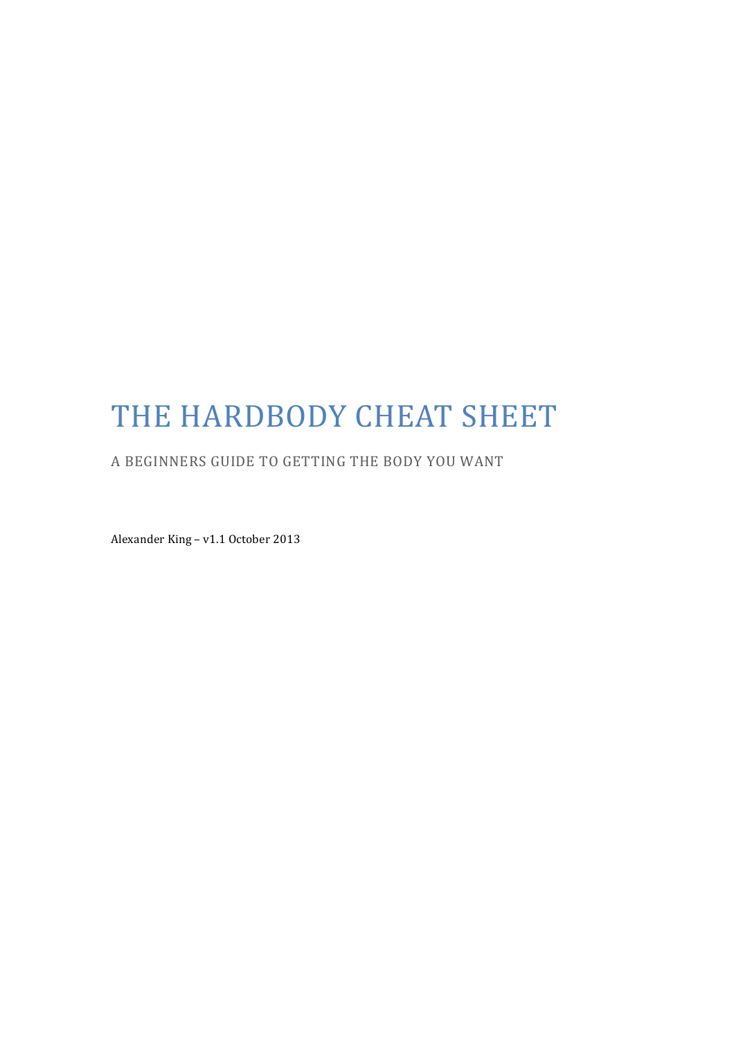# THE HARDBODY CHEAT SHEET

A BEGINNERS GUIDE TO GETTING THE BODY YOU WANT

Alexander King – v1.1 October 2013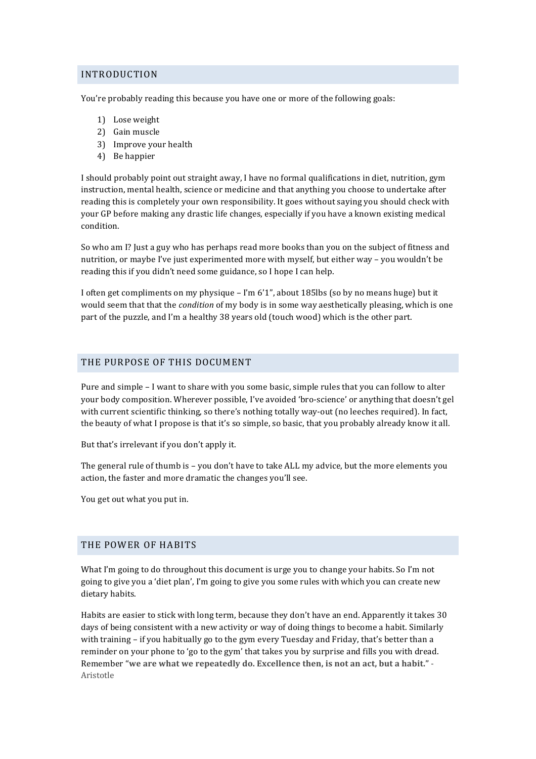## INTRODUCTION

You're probably reading this because you have one or more of the following goals:

1) Lose weight
2) Gain muscle
3) Improve your health
4) Be happier

I should probably point out straight away, I have no formal qualifications in diet, nutrition, gym instruction, mental health, science or medicine and that anything you choose to undertake after reading this is completely your own responsibility. It goes without saying you should check with your GP before making any drastic life changes, especially if you have a known existing medical condition.

So who am I? Just a guy who has perhaps read more books than you on the subject of fitness and nutrition, or maybe I've just experimented more with myself, but either way – you wouldn't be reading this if you didn't need some guidance, so I hope I can help.

I often get compliments on my physique – I'm 6'1", about 185lbs (so by no means huge) but it would seem that that the *condition* of my body is in some way aesthetically pleasing, which is one part of the puzzle, and I'm a healthy 38 years old (touch wood) which is the other part.

## THE PURPOSE OF THIS DOCUMENT

Pure and simple – I want to share with you some basic, simple rules that you can follow to alter your body composition. Wherever possible, I've avoided 'bro-science' or anything that doesn't gel with current scientific thinking, so there's nothing totally way-out (no leeches required). In fact, the beauty of what I propose is that it's so simple, so basic, that you probably already know it all.

But that's irrelevant if you don't apply it.

The general rule of thumb is – you don't have to take ALL my advice, but the more elements you action, the faster and more dramatic the changes you'll see.

You get out what you put in.

## THE POWER OF HABITS

What I'm going to do throughout this document is urge you to change your habits. So I'm not going to give you a 'diet plan', I'm going to give you some rules with which you can create new dietary habits.

Habits are easier to stick with long term, because they don't have an end. Apparently it takes 30 days of being consistent with a new activity or way of doing things to become a habit. Similarly with training – if you habitually go to the gym every Tuesday and Friday, that's better than a reminder on your phone to 'go to the gym' that takes you by surprise and fills you with dread. Remember **"we are what we repeatedly do. Excellence then, is not an act, but a habit."** - Aristotle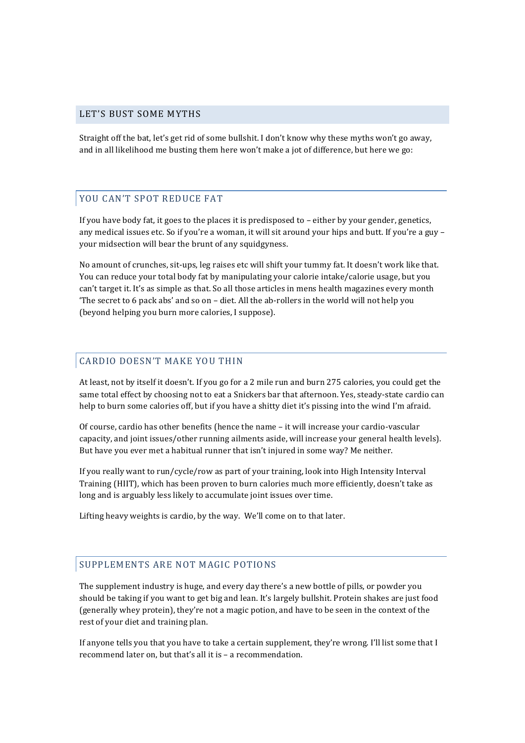## LET'S BUST SOME MYTHS

Straight off the bat, let's get rid of some bullshit. I don't know why these myths won't go away, and in all likelihood me busting them here won't make a jot of difference, but here we go:

### YOU CAN'T SPOT REDUCE FAT

If you have body fat, it goes to the places it is predisposed to – either by your gender, genetics, any medical issues etc. So if you're a woman, it will sit around your hips and butt. If you're a guy – your midsection will bear the brunt of any squidgyness.

No amount of crunches, sit-ups, leg raises etc will shift your tummy fat. It doesn't work like that. You can reduce your total body fat by manipulating your calorie intake/calorie usage, but you can't target it. It's as simple as that. So all those articles in mens health magazines every month 'The secret to 6 pack abs' and so on – diet. All the ab-rollers in the world will not help you (beyond helping you burn more calories, I suppose).

### CARDIO DOESN'T MAKE YOU THIN

At least, not by itself it doesn't. If you go for a 2 mile run and burn 275 calories, you could get the same total effect by choosing not to eat a Snickers bar that afternoon. Yes, steady-state cardio can help to burn some calories off, but if you have a shitty diet it's pissing into the wind I'm afraid.

Of course, cardio has other benefits (hence the name – it will increase your cardio-vascular capacity, and joint issues/other running ailments aside, will increase your general health levels). But have you ever met a habitual runner that isn't injured in some way? Me neither.

If you really want to run/cycle/row as part of your training, look into High Intensity Interval Training (HIIT), which has been proven to burn calories much more efficiently, doesn't take as long and is arguably less likely to accumulate joint issues over time.

Lifting heavy weights is cardio, by the way. We'll come on to that later.

### SUPPLEMENTS ARE NOT MAGIC POTIONS

The supplement industry is huge, and every day there's a new bottle of pills, or powder you should be taking if you want to get big and lean. It's largely bullshit. Protein shakes are just food (generally whey protein), they're not a magic potion, and have to be seen in the context of the rest of your diet and training plan.

If anyone tells you that you have to take a certain supplement, they're wrong. I'll list some that I recommend later on, but that's all it is – a recommendation.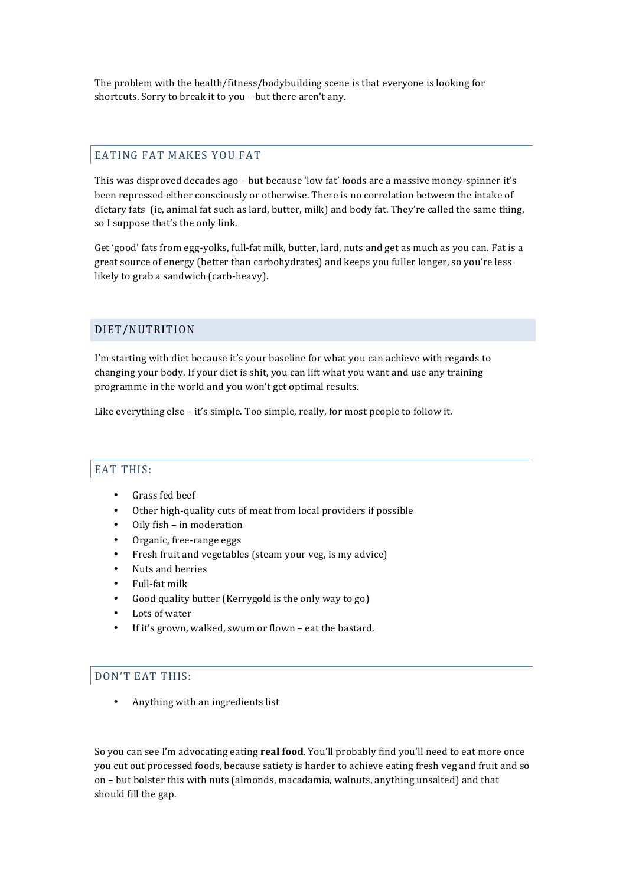The problem with the health/fitness/bodybuilding scene is that everyone is looking for shortcuts. Sorry to break it to you – but there aren't any.

## EATING FAT MAKES YOU FAT

This was disproved decades ago – but because 'low fat' foods are a massive money-spinner it's been repressed either consciously or otherwise. There is no correlation between the intake of dietary fats (ie, animal fat such as lard, butter, milk) and body fat. They're called the same thing, so I suppose that's the only link.

Get 'good' fats from egg-yolks, full-fat milk, butter, lard, nuts and get as much as you can. Fat is a great source of energy (better than carbohydrates) and keeps you fuller longer, so you're less likely to grab a sandwich (carb-heavy).

# DIET/NUTRITION

I'm starting with diet because it's your baseline for what you can achieve with regards to changing your body. If your diet is shit, you can lift what you want and use any training programme in the world and you won't get optimal results.

Like everything else – it's simple. Too simple, really, for most people to follow it.

## EAT THIS:

- Grass fed beef
- Other high-quality cuts of meat from local providers if possible
- Oily fish – in moderation
- Organic, free-range eggs
- Fresh fruit and vegetables (steam your veg, is my advice)
- Nuts and berries
- Full-fat milk
- Good quality butter (Kerrygold is the only way to go)
- Lots of water
- If it's grown, walked, swum or flown – eat the bastard.

## DON'T EAT THIS:

- Anything with an ingredients list

So you can see I'm advocating eating **real food**. You'll probably find you'll need to eat more once you cut out processed foods, because satiety is harder to achieve eating fresh veg and fruit and so on – but bolster this with nuts (almonds, macadamia, walnuts, anything unsalted) and that should fill the gap.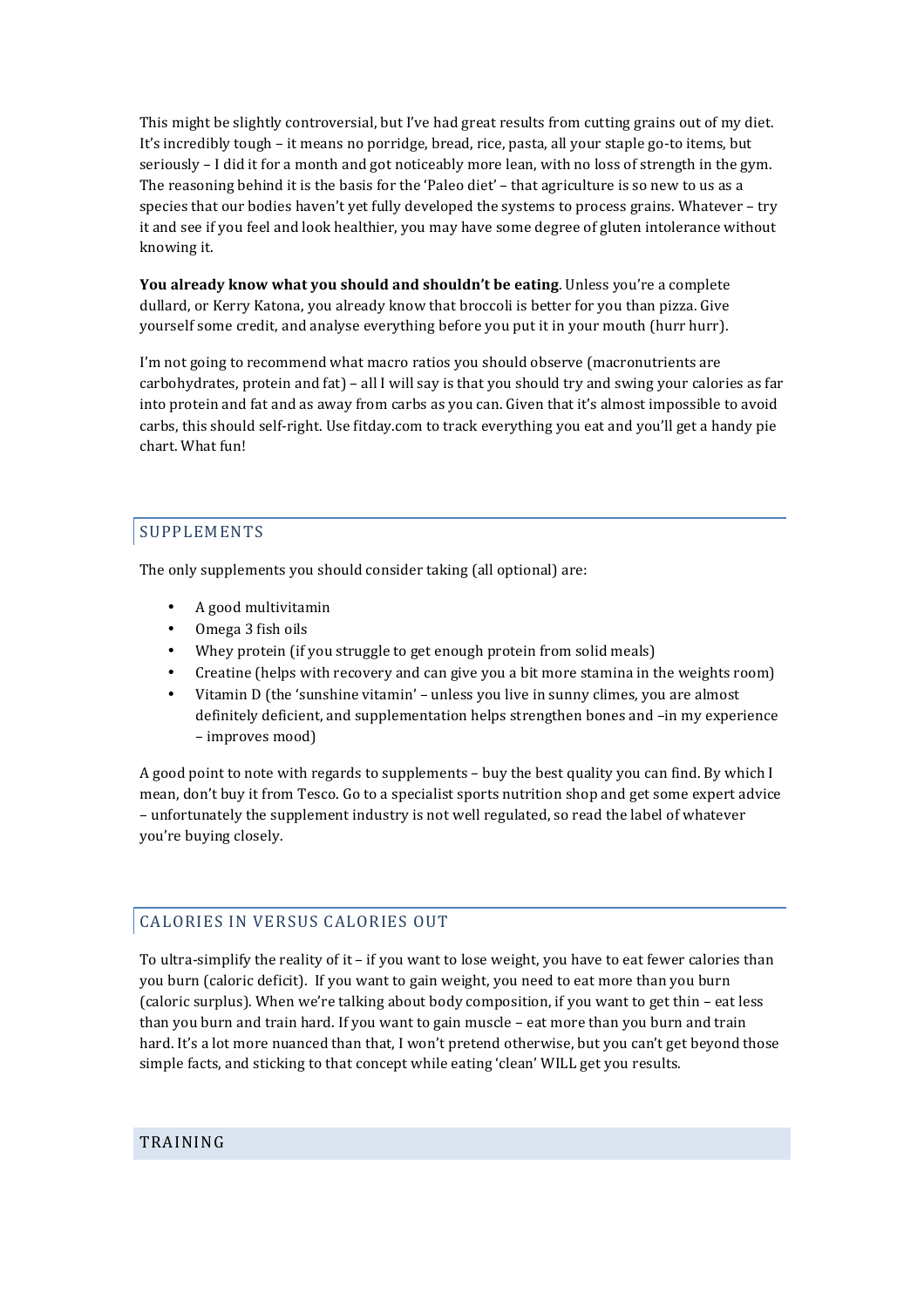This might be slightly controversial, but I've had great results from cutting grains out of my diet. It's incredibly tough – it means no porridge, bread, rice, pasta, all your staple go-to items, but seriously – I did it for a month and got noticeably more lean, with no loss of strength in the gym. The reasoning behind it is the basis for the 'Paleo diet' – that agriculture is so new to us as a species that our bodies haven't yet fully developed the systems to process grains. Whatever – try it and see if you feel and look healthier, you may have some degree of gluten intolerance without knowing it.

**You already know what you should and shouldn't be eating**. Unless you're a complete dullard, or Kerry Katona, you already know that broccoli is better for you than pizza. Give yourself some credit, and analyse everything before you put it in your mouth (hurr hurr).

I'm not going to recommend what macro ratios you should observe (macronutrients are carbohydrates, protein and fat) – all I will say is that you should try and swing your calories as far into protein and fat and as away from carbs as you can. Given that it's almost impossible to avoid carbs, this should self-right. Use fitday.com to track everything you eat and you'll get a handy pie chart. What fun!

## SUPPLEMENTS

The only supplements you should consider taking (all optional) are:

- A good multivitamin
- Omega 3 fish oils
- Whey protein (if you struggle to get enough protein from solid meals)
- Creatine (helps with recovery and can give you a bit more stamina in the weights room)
- Vitamin D (the 'sunshine vitamin' – unless you live in sunny climes, you are almost definitely deficient, and supplementation helps strengthen bones and –in my experience – improves mood)

A good point to note with regards to supplements – buy the best quality you can find. By which I mean, don't buy it from Tesco. Go to a specialist sports nutrition shop and get some expert advice – unfortunately the supplement industry is not well regulated, so read the label of whatever you're buying closely.

## CALORIES IN VERSUS CALORIES OUT

To ultra-simplify the reality of it – if you want to lose weight, you have to eat fewer calories than you burn (caloric deficit). If you want to gain weight, you need to eat more than you burn (caloric surplus). When we're talking about body composition, if you want to get thin – eat less than you burn and train hard. If you want to gain muscle – eat more than you burn and train hard. It's a lot more nuanced than that, I won't pretend otherwise, but you can't get beyond those simple facts, and sticking to that concept while eating 'clean' WILL get you results.

# TRAINING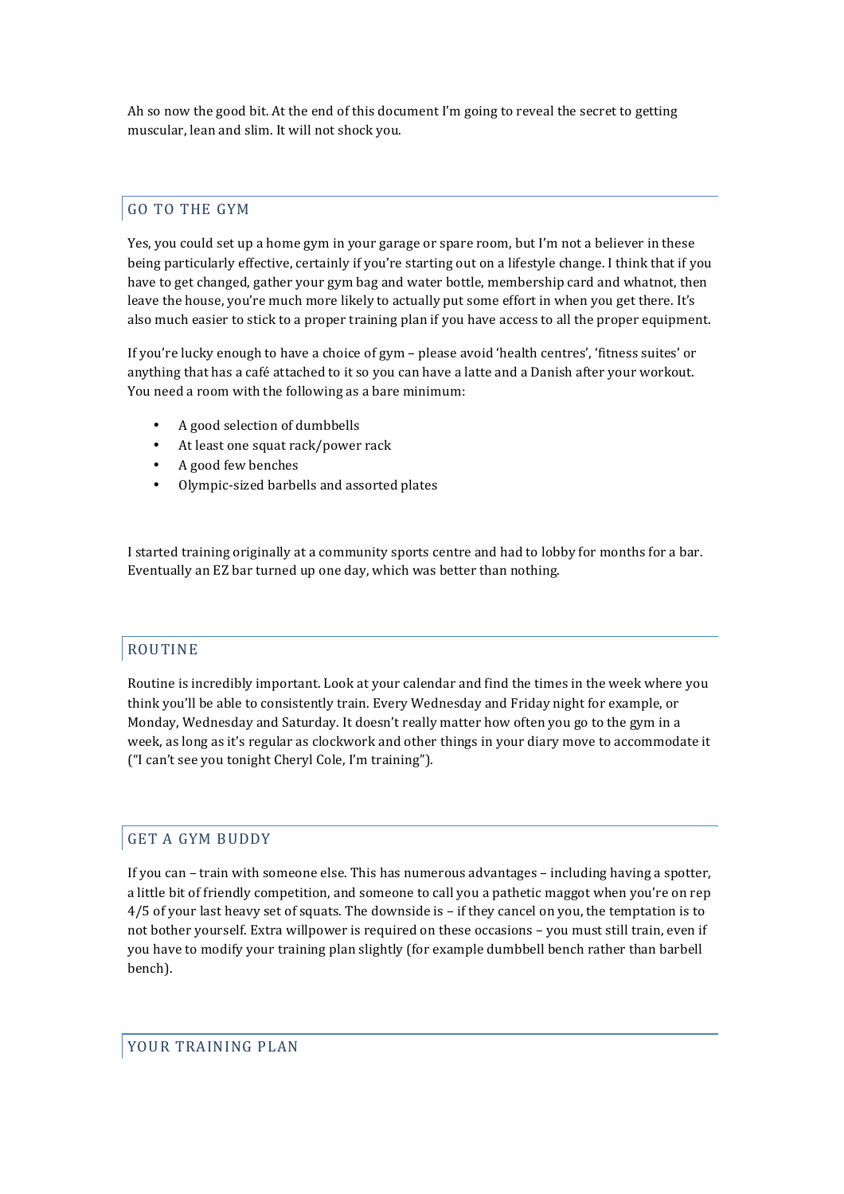Ah so now the good bit. At the end of this document I'm going to reveal the secret to getting muscular, lean and slim. It will not shock you.

## GO TO THE GYM

Yes, you could set up a home gym in your garage or spare room, but I'm not a believer in these being particularly effective, certainly if you're starting out on a lifestyle change. I think that if you have to get changed, gather your gym bag and water bottle, membership card and whatnot, then leave the house, you're much more likely to actually put some effort in when you get there. It's also much easier to stick to a proper training plan if you have access to all the proper equipment.

If you're lucky enough to have a choice of gym – please avoid 'health centres', 'fitness suites' or anything that has a café attached to it so you can have a latte and a Danish after your workout. You need a room with the following as a bare minimum:

- A good selection of dumbbells
- At least one squat rack/power rack
- A good few benches
- Olympic-sized barbells and assorted plates

I started training originally at a community sports centre and had to lobby for months for a bar. Eventually an EZ bar turned up one day, which was better than nothing.

## ROUTINE

Routine is incredibly important. Look at your calendar and find the times in the week where you think you'll be able to consistently train. Every Wednesday and Friday night for example, or Monday, Wednesday and Saturday. It doesn't really matter how often you go to the gym in a week, as long as it's regular as clockwork and other things in your diary move to accommodate it ("I can't see you tonight Cheryl Cole, I'm training").

## GET A GYM BUDDY

If you can – train with someone else. This has numerous advantages – including having a spotter, a little bit of friendly competition, and someone to call you a pathetic maggot when you're on rep 4/5 of your last heavy set of squats. The downside is – if they cancel on you, the temptation is to not bother yourself. Extra willpower is required on these occasions – you must still train, even if you have to modify your training plan slightly (for example dumbbell bench rather than barbell bench).

## YOUR TRAINING PLAN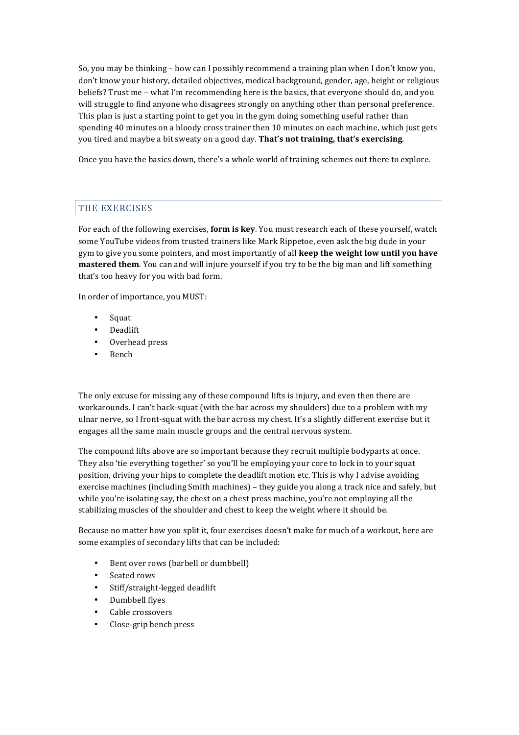So, you may be thinking – how can I possibly recommend a training plan when I don't know you, don't know your history, detailed objectives, medical background, gender, age, height or religious beliefs? Trust me – what I'm recommending here is the basics, that everyone should do, and you will struggle to find anyone who disagrees strongly on anything other than personal preference. This plan is just a starting point to get you in the gym doing something useful rather than spending 40 minutes on a bloody cross trainer then 10 minutes on each machine, which just gets you tired and maybe a bit sweaty on a good day. **That's not training, that's exercising**.

Once you have the basics down, there's a whole world of training schemes out there to explore.

## THE EXERCISES

For each of the following exercises, **form is key**. You must research each of these yourself, watch some YouTube videos from trusted trainers like Mark Rippetoe, even ask the big dude in your gym to give you some pointers, and most importantly of all **keep the weight low until you have mastered them**. You can and will injure yourself if you try to be the big man and lift something that's too heavy for you with bad form.

In order of importance, you MUST:

- Squat
- Deadlift
- Overhead press
- Bench

The only excuse for missing any of these compound lifts is injury, and even then there are workarounds. I can't back-squat (with the bar across my shoulders) due to a problem with my ulnar nerve, so I front-squat with the bar across my chest. It's a slightly different exercise but it engages all the same main muscle groups and the central nervous system.

The compound lifts above are so important because they recruit multiple bodyparts at once. They also 'tie everything together' so you'll be employing your core to lock in to your squat position, driving your hips to complete the deadlift motion etc. This is why I advise avoiding exercise machines (including Smith machines) – they guide you along a track nice and safely, but while you're isolating say, the chest on a chest press machine, you're not employing all the stabilizing muscles of the shoulder and chest to keep the weight where it should be.

Because no matter how you split it, four exercises doesn't make for much of a workout, here are some examples of secondary lifts that can be included:

- Bent over rows (barbell or dumbbell)
- Seated rows
- Stiff/straight-legged deadlift
- Dumbbell flyes
- Cable crossovers
- Close-grip bench press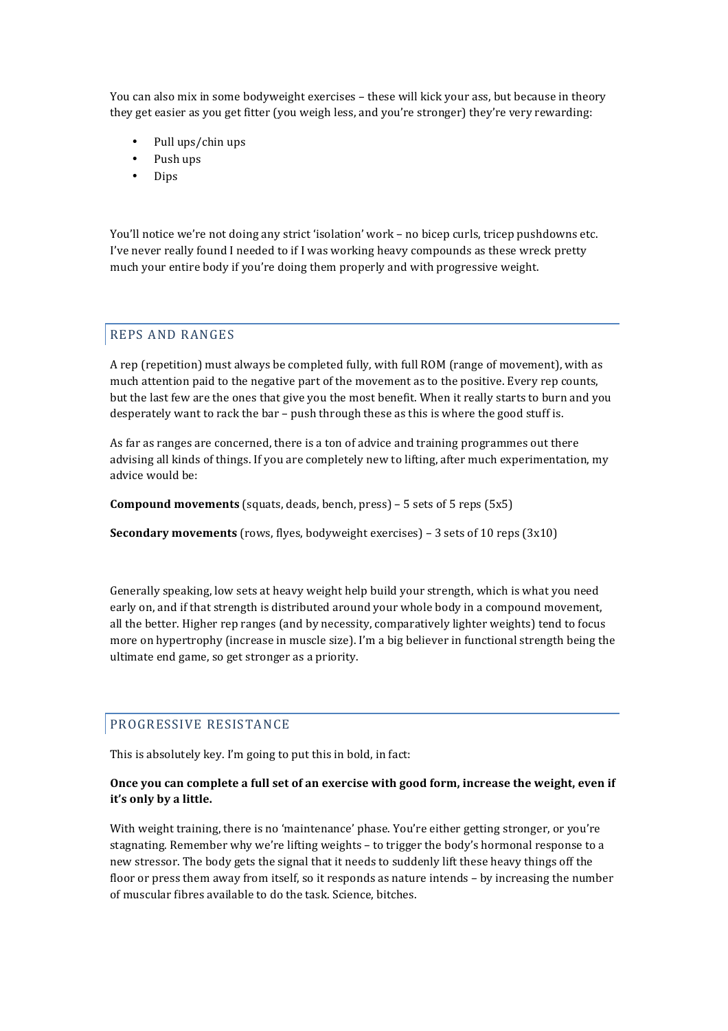You can also mix in some bodyweight exercises – these will kick your ass, but because in theory they get easier as you get fitter (you weigh less, and you're stronger) they're very rewarding:

- Pull ups/chin ups
- Push ups
- Dips

You'll notice we're not doing any strict 'isolation' work – no bicep curls, tricep pushdowns etc. I've never really found I needed to if I was working heavy compounds as these wreck pretty much your entire body if you're doing them properly and with progressive weight.

## REPS AND RANGES

A rep (repetition) must always be completed fully, with full ROM (range of movement), with as much attention paid to the negative part of the movement as to the positive. Every rep counts, but the last few are the ones that give you the most benefit. When it really starts to burn and you desperately want to rack the bar – push through these as this is where the good stuff is.

As far as ranges are concerned, there is a ton of advice and training programmes out there advising all kinds of things. If you are completely new to lifting, after much experimentation, my advice would be:

**Compound movements** (squats, deads, bench, press) – 5 sets of 5 reps (5x5)

**Secondary movements** (rows, flyes, bodyweight exercises) – 3 sets of 10 reps (3x10)

Generally speaking, low sets at heavy weight help build your strength, which is what you need early on, and if that strength is distributed around your whole body in a compound movement, all the better. Higher rep ranges (and by necessity, comparatively lighter weights) tend to focus more on hypertrophy (increase in muscle size). I'm a big believer in functional strength being the ultimate end game, so get stronger as a priority.

## PROGRESSIVE RESISTANCE

This is absolutely key. I'm going to put this in bold, in fact:

**Once you can complete a full set of an exercise with good form, increase the weight, even if it's only by a little.**

With weight training, there is no 'maintenance' phase. You're either getting stronger, or you're stagnating. Remember why we're lifting weights – to trigger the body's hormonal response to a new stressor. The body gets the signal that it needs to suddenly lift these heavy things off the floor or press them away from itself, so it responds as nature intends – by increasing the number of muscular fibres available to do the task. Science, bitches.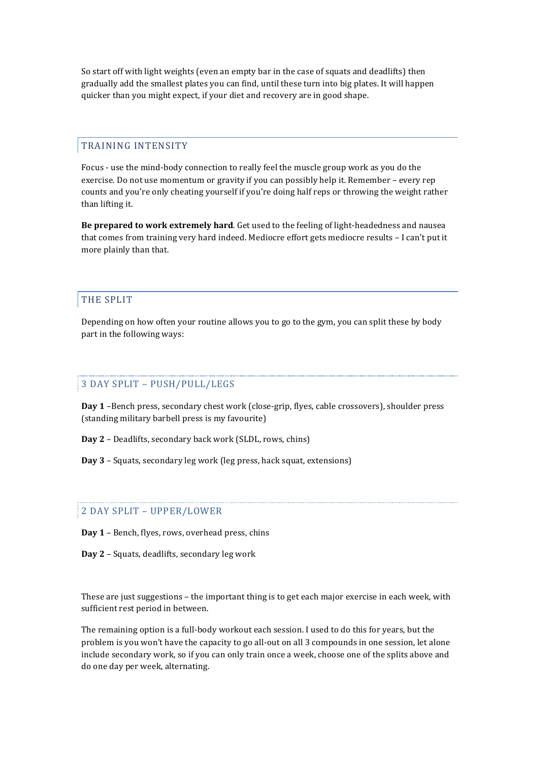So start off with light weights (even an empty bar in the case of squats and deadlifts) then gradually add the smallest plates you can find, until these turn into big plates. It will happen quicker than you might expect, if your diet and recovery are in good shape.

## TRAINING INTENSITY

Focus - use the mind-body connection to really feel the muscle group work as you do the exercise. Do not use momentum or gravity if you can possibly help it. Remember – every rep counts and you're only cheating yourself if you're doing half reps or throwing the weight rather than lifting it.

**Be prepared to work extremely hard**. Get used to the feeling of light-headedness and nausea that comes from training very hard indeed. Mediocre effort gets mediocre results – I can't put it more plainly than that.

## THE SPLIT

Depending on how often your routine allows you to go to the gym, you can split these by body part in the following ways:

### 3 DAY SPLIT – PUSH/PULL/LEGS

**Day 1** –Bench press, secondary chest work (close-grip, flyes, cable crossovers), shoulder press (standing military barbell press is my favourite)

**Day 2** – Deadlifts, secondary back work (SLDL, rows, chins)

**Day 3** – Squats, secondary leg work (leg press, hack squat, extensions)

### 2 DAY SPLIT – UPPER/LOWER

**Day 1** – Bench, flyes, rows, overhead press, chins

**Day 2** – Squats, deadlifts, secondary leg work

These are just suggestions – the important thing is to get each major exercise in each week, with sufficient rest period in between.

The remaining option is a full-body workout each session. I used to do this for years, but the problem is you won't have the capacity to go all-out on all 3 compounds in one session, let alone include secondary work, so if you can only train once a week, choose one of the splits above and do one day per week, alternating.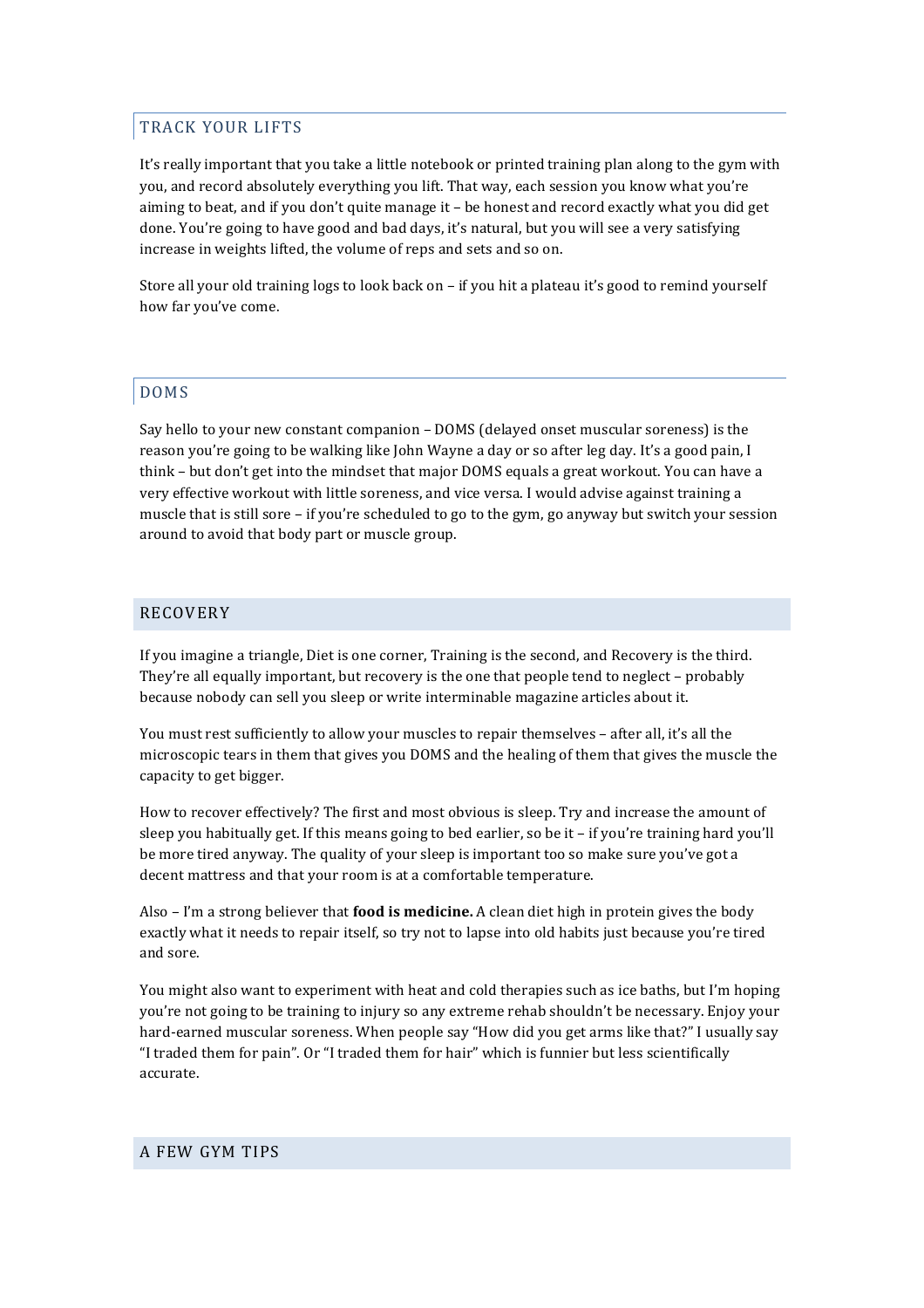## TRACK YOUR LIFTS

It's really important that you take a little notebook or printed training plan along to the gym with you, and record absolutely everything you lift. That way, each session you know what you're aiming to beat, and if you don't quite manage it – be honest and record exactly what you did get done. You're going to have good and bad days, it's natural, but you will see a very satisfying increase in weights lifted, the volume of reps and sets and so on.

Store all your old training logs to look back on – if you hit a plateau it's good to remind yourself how far you've come.

## DOMS

Say hello to your new constant companion – DOMS (delayed onset muscular soreness) is the reason you're going to be walking like John Wayne a day or so after leg day. It's a good pain, I think – but don't get into the mindset that major DOMS equals a great workout. You can have a very effective workout with little soreness, and vice versa. I would advise against training a muscle that is still sore – if you're scheduled to go to the gym, go anyway but switch your session around to avoid that body part or muscle group.

## RECOVERY

If you imagine a triangle, Diet is one corner, Training is the second, and Recovery is the third. They're all equally important, but recovery is the one that people tend to neglect – probably because nobody can sell you sleep or write interminable magazine articles about it.

You must rest sufficiently to allow your muscles to repair themselves – after all, it's all the microscopic tears in them that gives you DOMS and the healing of them that gives the muscle the capacity to get bigger.

How to recover effectively? The first and most obvious is sleep. Try and increase the amount of sleep you habitually get. If this means going to bed earlier, so be it – if you're training hard you'll be more tired anyway. The quality of your sleep is important too so make sure you've got a decent mattress and that your room is at a comfortable temperature.

Also – I'm a strong believer that **food is medicine.** A clean diet high in protein gives the body exactly what it needs to repair itself, so try not to lapse into old habits just because you're tired and sore.

You might also want to experiment with heat and cold therapies such as ice baths, but I'm hoping you're not going to be training to injury so any extreme rehab shouldn't be necessary. Enjoy your hard-earned muscular soreness. When people say "How did you get arms like that?" I usually say "I traded them for pain". Or "I traded them for hair" which is funnier but less scientifically accurate.

## A FEW GYM TIPS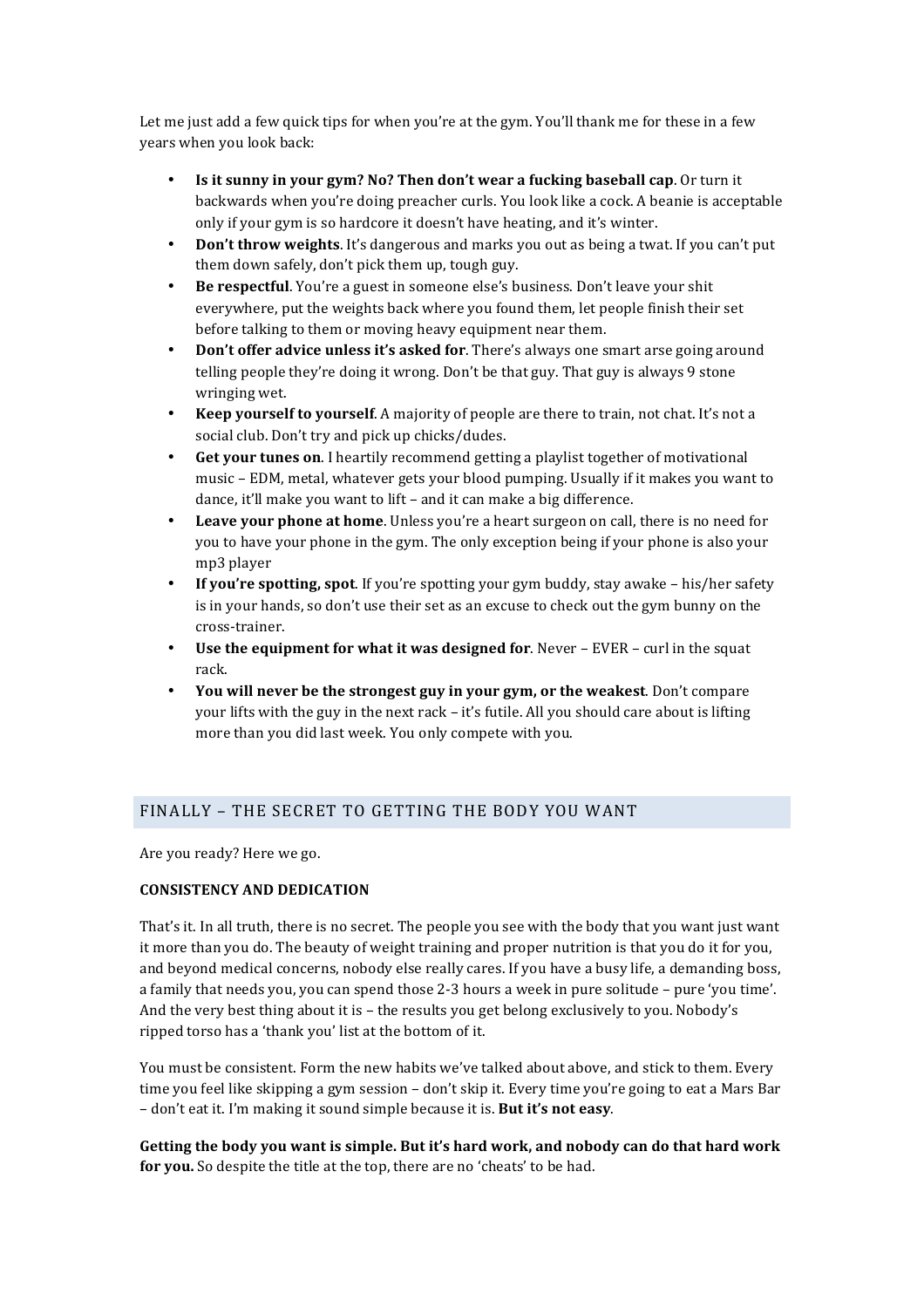Let me just add a few quick tips for when you're at the gym. You'll thank me for these in a few years when you look back:

- **Is it sunny in your gym? No? Then don't wear a fucking baseball cap**. Or turn it backwards when you're doing preacher curls. You look like a cock. A beanie is acceptable only if your gym is so hardcore it doesn't have heating, and it's winter.
- **Don't throw weights**. It's dangerous and marks you out as being a twat. If you can't put them down safely, don't pick them up, tough guy.
- **Be respectful**. You're a guest in someone else's business. Don't leave your shit everywhere, put the weights back where you found them, let people finish their set before talking to them or moving heavy equipment near them.
- **Don't offer advice unless it's asked for**. There's always one smart arse going around telling people they're doing it wrong. Don't be that guy. That guy is always 9 stone wringing wet.
- **Keep yourself to yourself**. A majority of people are there to train, not chat. It's not a social club. Don't try and pick up chicks/dudes.
- **Get your tunes on**. I heartily recommend getting a playlist together of motivational music – EDM, metal, whatever gets your blood pumping. Usually if it makes you want to dance, it'll make you want to lift – and it can make a big difference.
- **Leave your phone at home**. Unless you're a heart surgeon on call, there is no need for you to have your phone in the gym. The only exception being if your phone is also your mp3 player
- **If you're spotting, spot**. If you're spotting your gym buddy, stay awake – his/her safety is in your hands, so don't use their set as an excuse to check out the gym bunny on the cross-trainer.
- **Use the equipment for what it was designed for**. Never – EVER – curl in the squat rack.
- **You will never be the strongest guy in your gym, or the weakest**. Don't compare your lifts with the guy in the next rack – it's futile. All you should care about is lifting more than you did last week. You only compete with you.

## FINALLY – THE SECRET TO GETTING THE BODY YOU WANT

Are you ready? Here we go.

**CONSISTENCY AND DEDICATION**

That's it. In all truth, there is no secret. The people you see with the body that you want just want it more than you do. The beauty of weight training and proper nutrition is that you do it for you, and beyond medical concerns, nobody else really cares. If you have a busy life, a demanding boss, a family that needs you, you can spend those 2-3 hours a week in pure solitude – pure 'you time'. And the very best thing about it is – the results you get belong exclusively to you. Nobody's ripped torso has a 'thank you' list at the bottom of it.

You must be consistent. Form the new habits we've talked about above, and stick to them. Every time you feel like skipping a gym session – don't skip it. Every time you're going to eat a Mars Bar – don't eat it. I'm making it sound simple because it is. **But it's not easy**.

**Getting the body you want is simple. But it's hard work, and nobody can do that hard work for you.** So despite the title at the top, there are no 'cheats' to be had.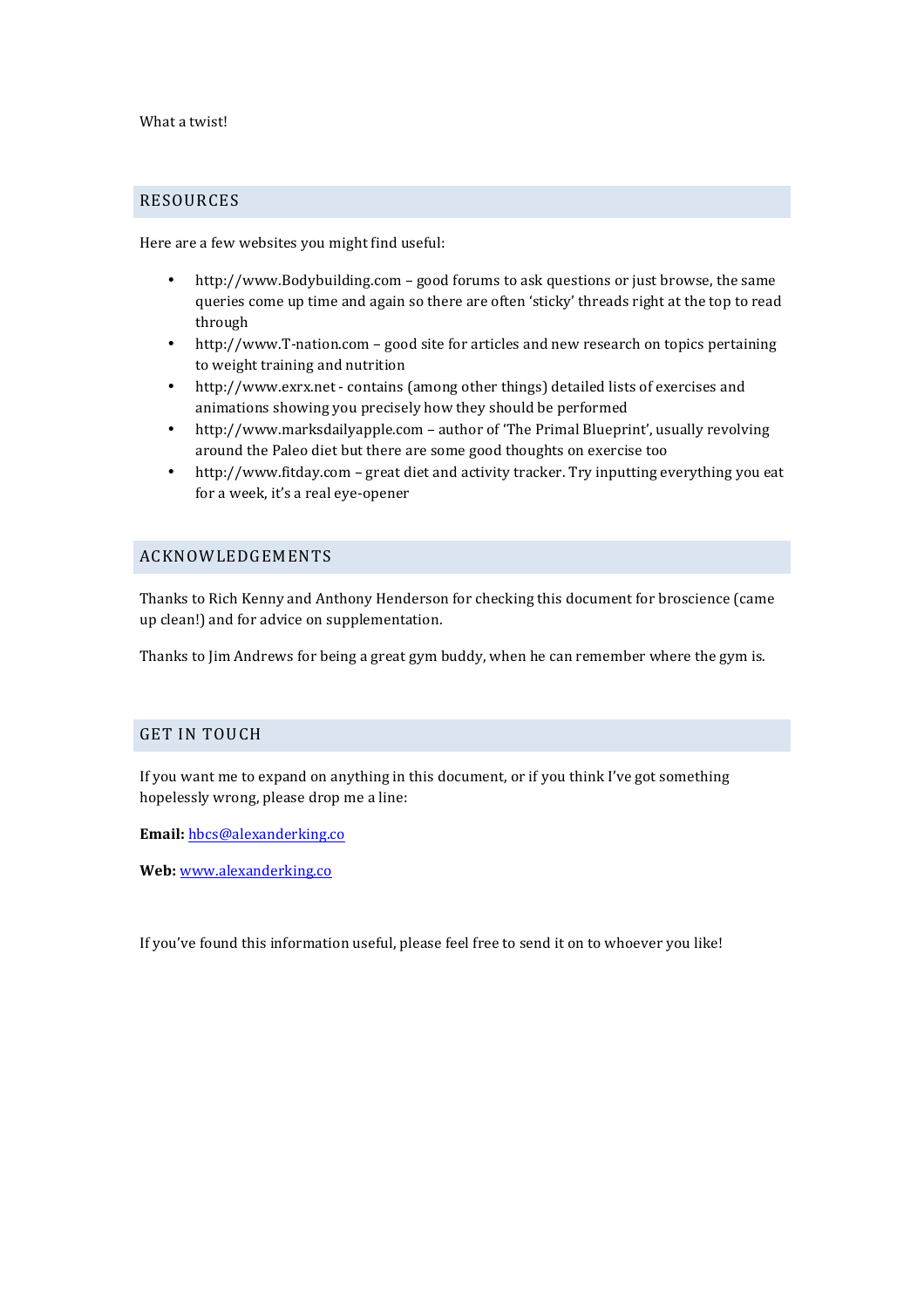What a twist!

## RESOURCES

Here are a few websites you might find useful:

- http://www.Bodybuilding.com – good forums to ask questions or just browse, the same queries come up time and again so there are often 'sticky' threads right at the top to read through
- http://www.T-nation.com – good site for articles and new research on topics pertaining to weight training and nutrition
- http://www.exrx.net - contains (among other things) detailed lists of exercises and animations showing you precisely how they should be performed
- http://www.marksdailyapple.com – author of 'The Primal Blueprint', usually revolving around the Paleo diet but there are some good thoughts on exercise too
- http://www.fitday.com – great diet and activity tracker. Try inputting everything you eat for a week, it's a real eye-opener

## ACKNOWLEDGEMENTS

Thanks to Rich Kenny and Anthony Henderson for checking this document for broscience (came up clean!) and for advice on supplementation.

Thanks to Jim Andrews for being a great gym buddy, when he can remember where the gym is.

## GET IN TOUCH

If you want me to expand on anything in this document, or if you think I've got something hopelessly wrong, please drop me a line:

**Email:** [hbcs@alexanderking.co](mailto:hbcs@alexanderking.co)

**Web:** [www.alexanderking.co](http://www.alexanderking.co)

If you've found this information useful, please feel free to send it on to whoever you like!